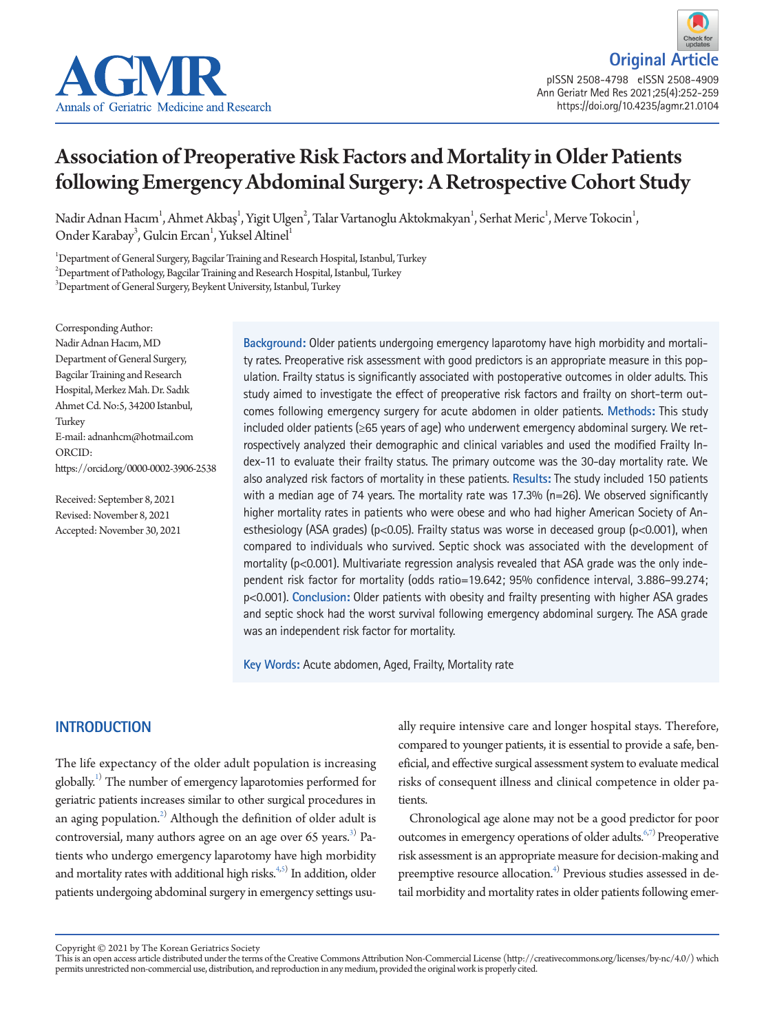# Association of Preoperative Risk Factors and Mortality in Older Patients following Emergency Abdominal Surgery: A Retrospective Cohort Study

Nadir Adnan Hacım[1], Ahmet Akbaş[1], Yigit Ulgen[2], Talar Vartanoglu Aktokmakyan[1], Serhat Meric[1], Merve Tokocin[1], Onder Karabay[3], Gulcin Ercan[1], Yuksel Altinel[1]

[1]Department of General Surgery, Bagcilar Training and Research Hospital, Istanbul, Turkey
[2]Department of Pathology, Bagcilar Training and Research Hospital, Istanbul, Turkey
[3]Department of General Surgery, Beykent University, Istanbul, Turkey

Corresponding Author:
Nadir Adnan Hacım, MD
Department of General Surgery, Bagcilar Training and Research Hospital, Merkez Mah. Dr. Sadık Ahmet Cd. No:5, 34200 Istanbul, Turkey
E-mail: adnanhcm@hotmail.com
ORCID: https://orcid.org/0000-0002-3906-2538

Received: September 8, 2021
Revised: November 8, 2021
Accepted: November 30, 2021

**Background:** Older patients undergoing emergency laparotomy have high morbidity and mortality rates. Preoperative risk assessment with good predictors is an appropriate measure in this population. Frailty status is significantly associated with postoperative outcomes in older adults. This study aimed to investigate the effect of preoperative risk factors and frailty on short-term outcomes following emergency surgery for acute abdomen in older patients. **Methods:** This study included older patients (≥65 years of age) who underwent emergency abdominal surgery. We retrospectively analyzed their demographic and clinical variables and used the modified Frailty Index-11 to evaluate their frailty status. The primary outcome was the 30-day mortality rate. We also analyzed risk factors of mortality in these patients. **Results:** The study included 150 patients with a median age of 74 years. The mortality rate was 17.3% (n=26). We observed significantly higher mortality rates in patients who were obese and who had higher American Society of Anesthesiology (ASA grades) ($p<0.05$). Frailty status was worse in deceased group ($p<0.001$), when compared to individuals who survived. Septic shock was associated with the development of mortality ($p<0.001$). Multivariate regression analysis revealed that ASA grade was the only independent risk factor for mortality (odds ratio=19.642; 95% confidence interval, 3.886–99.274; $p<0.001$). **Conclusion:** Older patients with obesity and frailty presenting with higher ASA grades and septic shock had the worst survival following emergency abdominal surgery. The ASA grade was an independent risk factor for mortality.

**Key Words:** Acute abdomen, Aged, Frailty, Mortality rate

## INTRODUCTION

The life expectancy of the older adult population is increasing globally.[1] The number of emergency laparotomies performed for geriatric patients increases similar to other surgical procedures in an aging population.[2] Although the definition of older adult is controversial, many authors agree on an age over 65 years.[3] Patients who undergo emergency laparotomy have high morbidity and mortality rates with additional high risks.[4,5] In addition, older patients undergoing abdominal surgery in emergency settings usually require intensive care and longer hospital stays. Therefore, compared to younger patients, it is essential to provide a safe, beneficial, and effective surgical assessment system to evaluate medical risks of consequent illness and clinical competence in older patients.

Chronological age alone may not be a good predictor for poor outcomes in emergency operations of older adults.[6,7] Preoperative risk assessment is an appropriate measure for decision-making and preemptive resource allocation.[4] Previous studies assessed in detail morbidity and mortality rates in older patients following emer-

Copyright © 2021 by The Korean Geriatrics Society
This is an open access article distributed under the terms of the Creative Commons Attribution Non-Commercial License (http://creativecommons.org/licenses/by-nc/4.0/) which permits unrestricted non-commercial use, distribution, and reproduction in any medium, provided the original work is properly cited.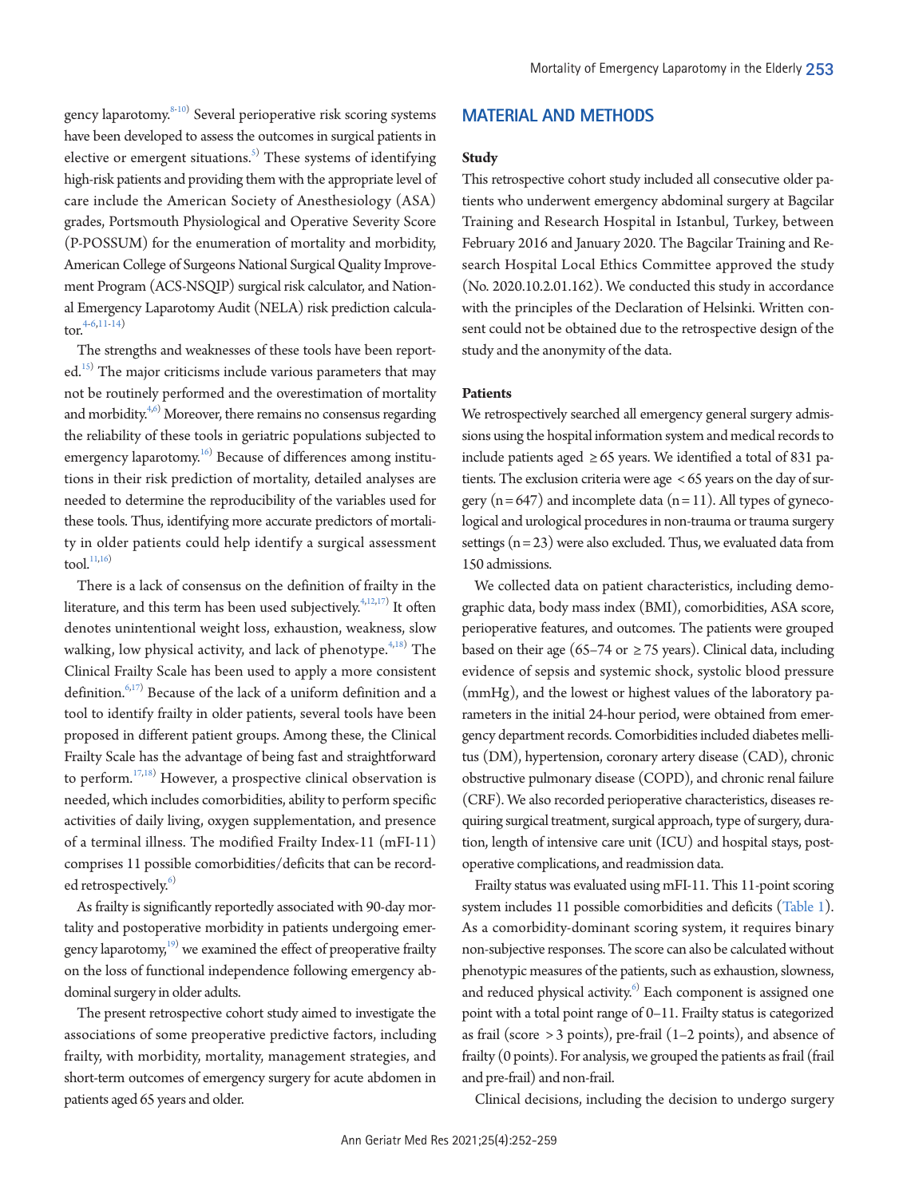gency laparotomy.[8-10] Several perioperative risk scoring systems have been developed to assess the outcomes in surgical patients in elective or emergent situations.[5] These systems of identifying high-risk patients and providing them with the appropriate level of care include the American Society of Anesthesiology (ASA) grades, Portsmouth Physiological and Operative Severity Score (P-POSSUM) for the enumeration of mortality and morbidity, American College of Surgeons National Surgical Quality Improvement Program (ACS-NSQIP) surgical risk calculator, and National Emergency Laparotomy Audit (NELA) risk prediction calculator.[4-6,11-14]

The strengths and weaknesses of these tools have been reported.[15] The major criticisms include various parameters that may not be routinely performed and the overestimation of mortality and morbidity.[4,6] Moreover, there remains no consensus regarding the reliability of these tools in geriatric populations subjected to emergency laparotomy.[16] Because of differences among institutions in their risk prediction of mortality, detailed analyses are needed to determine the reproducibility of the variables used for these tools. Thus, identifying more accurate predictors of mortality in older patients could help identify a surgical assessment tool.[11,16]

There is a lack of consensus on the definition of frailty in the literature, and this term has been used subjectively.[4,12,17] It often denotes unintentional weight loss, exhaustion, weakness, slow walking, low physical activity, and lack of phenotype.[4,18] The Clinical Frailty Scale has been used to apply a more consistent definition.[6,17] Because of the lack of a uniform definition and a tool to identify frailty in older patients, several tools have been proposed in different patient groups. Among these, the Clinical Frailty Scale has the advantage of being fast and straightforward to perform.[17,18] However, a prospective clinical observation is needed, which includes comorbidities, ability to perform specific activities of daily living, oxygen supplementation, and presence of a terminal illness. The modified Frailty Index-11 (mFI-11) comprises 11 possible comorbidities/deficits that can be recorded retrospectively.[6]

As frailty is significantly reportedly associated with 90-day mortality and postoperative morbidity in patients undergoing emergency laparotomy,[19] we examined the effect of preoperative frailty on the loss of functional independence following emergency abdominal surgery in older adults.

The present retrospective cohort study aimed to investigate the associations of some preoperative predictive factors, including frailty, with morbidity, mortality, management strategies, and short-term outcomes of emergency surgery for acute abdomen in patients aged 65 years and older.

## MATERIAL AND METHODS

### Study

This retrospective cohort study included all consecutive older patients who underwent emergency abdominal surgery at Bagcilar Training and Research Hospital in Istanbul, Turkey, between February 2016 and January 2020. The Bagcilar Training and Research Hospital Local Ethics Committee approved the study (No. 2020.10.2.01.162). We conducted this study in accordance with the principles of the Declaration of Helsinki. Written consent could not be obtained due to the retrospective design of the study and the anonymity of the data.

### Patients

We retrospectively searched all emergency general surgery admissions using the hospital information system and medical records to include patients aged ≥65 years. We identified a total of 831 patients. The exclusion criteria were age <65 years on the day of surgery (n=647) and incomplete data (n=11). All types of gynecological and urological procedures in non-trauma or trauma surgery settings (n=23) were also excluded. Thus, we evaluated data from 150 admissions.

We collected data on patient characteristics, including demographic data, body mass index (BMI), comorbidities, ASA score, perioperative features, and outcomes. The patients were grouped based on their age (65–74 or ≥75 years). Clinical data, including evidence of sepsis and systemic shock, systolic blood pressure (mmHg), and the lowest or highest values of the laboratory parameters in the initial 24-hour period, were obtained from emergency department records. Comorbidities included diabetes mellitus (DM), hypertension, coronary artery disease (CAD), chronic obstructive pulmonary disease (COPD), and chronic renal failure (CRF). We also recorded perioperative characteristics, diseases requiring surgical treatment, surgical approach, type of surgery, duration, length of intensive care unit (ICU) and hospital stays, postoperative complications, and readmission data.

Frailty status was evaluated using mFI-11. This 11-point scoring system includes 11 possible comorbidities and deficits (Table 1). As a comorbidity-dominant scoring system, it requires binary non-subjective responses. The score can also be calculated without phenotypic measures of the patients, such as exhaustion, slowness, and reduced physical activity.[6] Each component is assigned one point with a total point range of 0–11. Frailty status is categorized as frail (score >3 points), pre-frail (1–2 points), and absence of frailty (0 points). For analysis, we grouped the patients as frail (frail and pre-frail) and non-frail.

Clinical decisions, including the decision to undergo surgery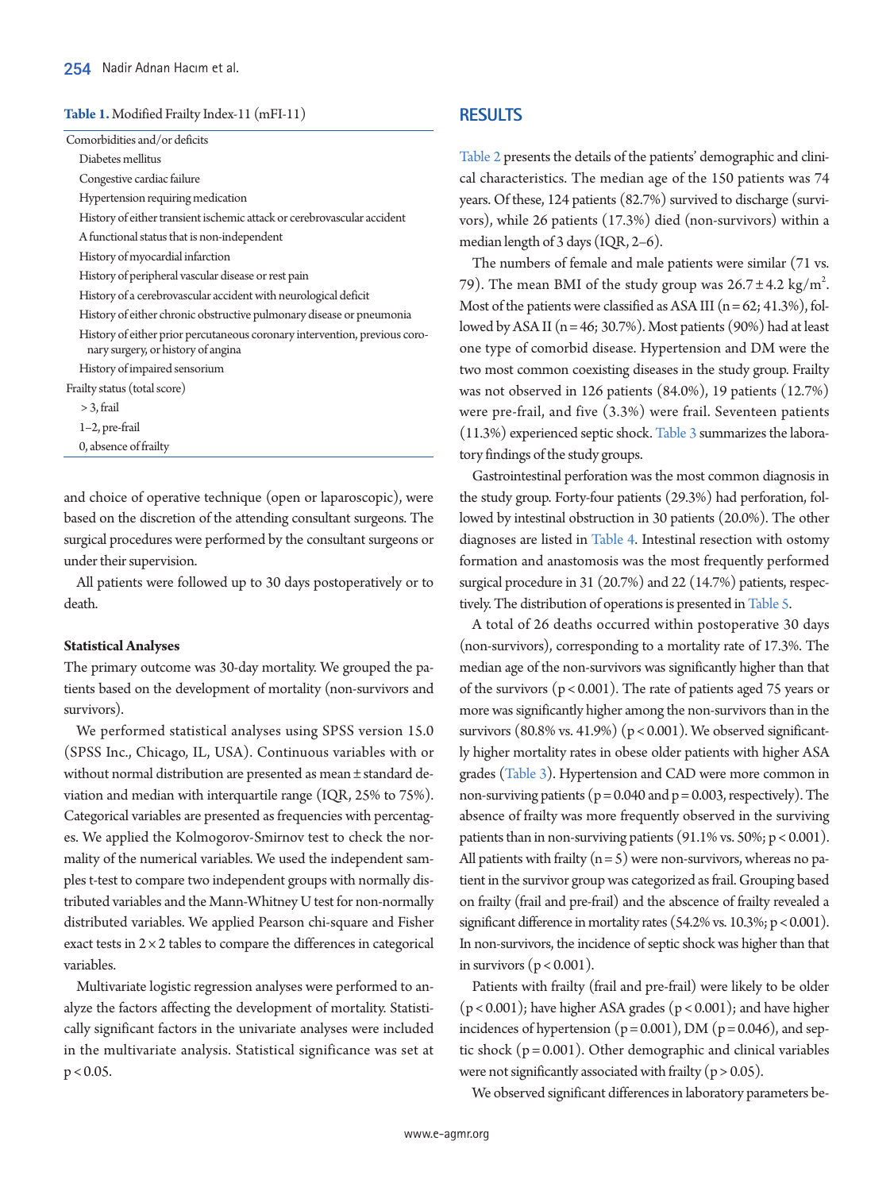**Table 1.** Modified Frailty Index-11 (mFI-11)

| Comorbidities and/or deficits |
|---|
| Diabetes mellitus |
| Congestive cardiac failure |
| Hypertension requiring medication |
| History of either transient ischemic attack or cerebrovascular accident |
| A functional status that is non-independent |
| History of myocardial infarction |
| History of peripheral vascular disease or rest pain |
| History of a cerebrovascular accident with neurological deficit |
| History of either chronic obstructive pulmonary disease or pneumonia |
| History of either prior percutaneous coronary intervention, previous coronary surgery, or history of angina |
| History of impaired sensorium |
| Frailty status (total score) |
| > 3, frail |
| 1–2, pre-frail |
| 0, absence of frailty |

and choice of operative technique (open or laparoscopic), were based on the discretion of the attending consultant surgeons. The surgical procedures were performed by the consultant surgeons or under their supervision.

All patients were followed up to 30 days postoperatively or to death.

### Statistical Analyses

The primary outcome was 30-day mortality. We grouped the patients based on the development of mortality (non-survivors and survivors).

We performed statistical analyses using SPSS version 15.0 (SPSS Inc., Chicago, IL, USA). Continuous variables with or without normal distribution are presented as mean ± standard deviation and median with interquartile range (IQR, 25% to 75%). Categorical variables are presented as frequencies with percentages. We applied the Kolmogorov-Smirnov test to check the normality of the numerical variables. We used the independent samples t-test to compare two independent groups with normally distributed variables and the Mann-Whitney U test for non-normally distributed variables. We applied Pearson chi-square and Fisher exact tests in 2 × 2 tables to compare the differences in categorical variables.

Multivariate logistic regression analyses were performed to analyze the factors affecting the development of mortality. Statistically significant factors in the univariate analyses were included in the multivariate analysis. Statistical significance was set at $p < 0.05$.

## RESULTS

Table 2 presents the details of the patients' demographic and clinical characteristics. The median age of the 150 patients was 74 years. Of these, 124 patients (82.7%) survived to discharge (survivors), while 26 patients (17.3%) died (non-survivors) within a median length of 3 days (IQR, 2–6).

The numbers of female and male patients were similar (71 vs. 79). The mean BMI of the study group was $26.7 \pm 4.2$ kg/m$^2$. Most of the patients were classified as ASA III (n = 62; 41.3%), followed by ASA II (n = 46; 30.7%). Most patients (90%) had at least one type of comorbid disease. Hypertension and DM were the two most common coexisting diseases in the study group. Frailty was not observed in 126 patients (84.0%), 19 patients (12.7%) were pre-frail, and five (3.3%) were frail. Seventeen patients (11.3%) experienced septic shock. Table 3 summarizes the laboratory findings of the study groups.

Gastrointestinal perforation was the most common diagnosis in the study group. Forty-four patients (29.3%) had perforation, followed by intestinal obstruction in 30 patients (20.0%). The other diagnoses are listed in Table 4. Intestinal resection with ostomy formation and anastomosis was the most frequently performed surgical procedure in 31 (20.7%) and 22 (14.7%) patients, respectively. The distribution of operations is presented in Table 5.

A total of 26 deaths occurred within postoperative 30 days (non-survivors), corresponding to a mortality rate of 17.3%. The median age of the non-survivors was significantly higher than that of the survivors ($p < 0.001$). The rate of patients aged 75 years or more was significantly higher among the non-survivors than in the survivors (80.8% vs. 41.9%) ($p < 0.001$). We observed significantly higher mortality rates in obese older patients with higher ASA grades (Table 3). Hypertension and CAD were more common in non-surviving patients ($p = 0.040$ and $p = 0.003$, respectively). The absence of frailty was more frequently observed in the surviving patients than in non-surviving patients (91.1% vs. 50%; $p < 0.001$). All patients with frailty (n = 5) were non-survivors, whereas no patient in the survivor group was categorized as frail. Grouping based on frailty (frail and pre-frail) and the abscence of frailty revealed a significant difference in mortality rates (54.2% vs. 10.3%; $p < 0.001$). In non-survivors, the incidence of septic shock was higher than that in survivors ($p < 0.001$).

Patients with frailty (frail and pre-frail) were likely to be older ($p < 0.001$); have higher ASA grades ($p < 0.001$); and have higher incidences of hypertension ($p = 0.001$), DM ($p = 0.046$), and septic shock ($p = 0.001$). Other demographic and clinical variables were not significantly associated with frailty ($p > 0.05$).

We observed significant differences in laboratory parameters be-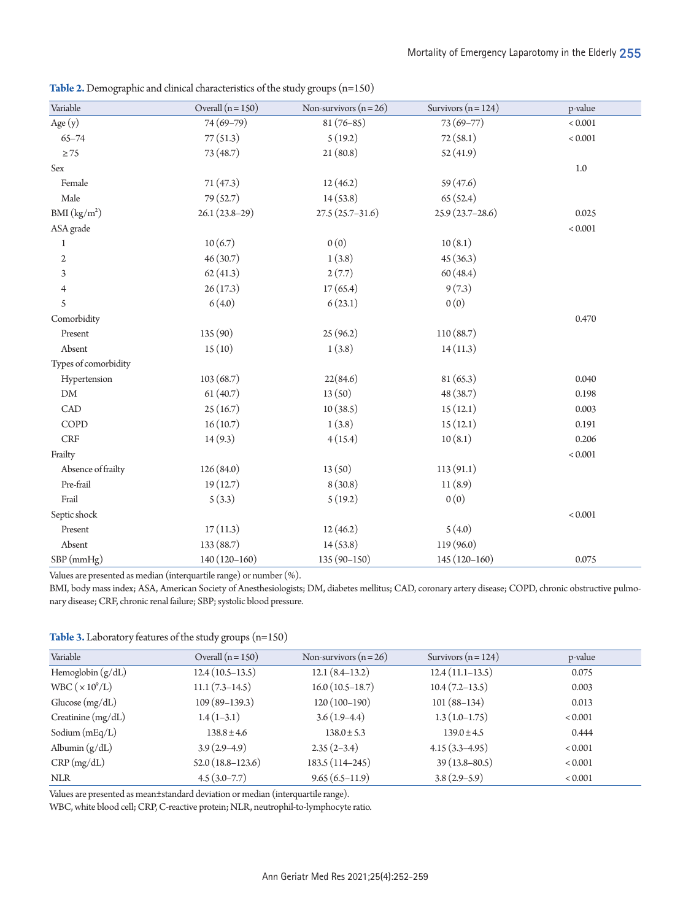**Table 2.** Demographic and clinical characteristics of the study groups (n=150)

| Variable | Overall (n=150) | Non-survivors (n=26) | Survivors (n=124) | p-value |
|---|---|---|---|---|
| Age (y) | 74 (69–79) | 81 (76–85) | 73 (69–77) | < 0.001 |
| 65–74 | 77 (51.3) | 5 (19.2) | 72 (58.1) | < 0.001 |
| ≥ 75 | 73 (48.7) | 21 (80.8) | 52 (41.9) | |
| Sex | | | | 1.0 |
| Female | 71 (47.3) | 12 (46.2) | 59 (47.6) | |
| Male | 79 (52.7) | 14 (53.8) | 65 (52.4) | |
| BMI (kg/m$^2$) | 26.1 (23.8–29) | 27.5 (25.7–31.6) | 25.9 (23.7–28.6) | 0.025 |
| ASA grade | | | | < 0.001 |
| 1 | 10 (6.7) | 0 (0) | 10 (8.1) | |
| 2 | 46 (30.7) | 1 (3.8) | 45 (36.3) | |
| 3 | 62 (41.3) | 2 (7.7) | 60 (48.4) | |
| 4 | 26 (17.3) | 17 (65.4) | 9 (7.3) | |
| 5 | 6 (4.0) | 6 (23.1) | 0 (0) | |
| Comorbidity | | | | 0.470 |
| Present | 135 (90) | 25 (96.2) | 110 (88.7) | |
| Absent | 15 (10) | 1 (3.8) | 14 (11.3) | |
| Types of comorbidity | | | | |
| Hypertension | 103 (68.7) | 22(84.6) | 81 (65.3) | 0.040 |
| DM | 61 (40.7) | 13 (50) | 48 (38.7) | 0.198 |
| CAD | 25 (16.7) | 10 (38.5) | 15 (12.1) | 0.003 |
| COPD | 16 (10.7) | 1 (3.8) | 15 (12.1) | 0.191 |
| CRF | 14 (9.3) | 4 (15.4) | 10 (8.1) | 0.206 |
| Frailty | | | | < 0.001 |
| Absence of frailty | 126 (84.0) | 13 (50) | 113 (91.1) | |
| Pre-frail | 19 (12.7) | 8 (30.8) | 11 (8.9) | |
| Frail | 5 (3.3) | 5 (19.2) | 0 (0) | |
| Septic shock | | | | < 0.001 |
| Present | 17 (11.3) | 12 (46.2) | 5 (4.0) | |
| Absent | 133 (88.7) | 14 (53.8) | 119 (96.0) | |
| SBP (mmHg) | 140 (120–160) | 135 (90–150) | 145 (120–160) | 0.075 |

Values are presented as median (interquartile range) or number (%).
BMI, body mass index; ASA, American Society of Anesthesiologists; DM, diabetes mellitus; CAD, coronary artery disease; COPD, chronic obstructive pulmonary disease; CRF, chronic renal failure; SBP; systolic blood pressure.

**Table 3.** Laboratory features of the study groups (n=150)

| Variable | Overall (n=150) | Non-survivors (n=26) | Survivors (n=124) | p-value |
|---|---|---|---|---|
| Hemoglobin (g/dL) | 12.4 (10.5–13.5) | 12.1 (8.4–13.2) | 12.4 (11.1–13.5) | 0.075 |
| WBC ($\times 10^9$/L) | 11.1 (7.3–14.5) | 16.0 (10.5–18.7) | 10.4 (7.2–13.5) | 0.003 |
| Glucose (mg/dL) | 109 (89–139.3) | 120 (100–190) | 101 (88–134) | 0.013 |
| Creatinine (mg/dL) | 1.4 (1–3.1) | 3.6 (1.9–4.4) | 1.3 (1.0–1.75) | < 0.001 |
| Sodium (mEq/L) | 138.8 ± 4.6 | 138.0 ± 5.3 | 139.0 ± 4.5 | 0.444 |
| Albumin (g/dL) | 3.9 (2.9–4.9) | 2.35 (2–3.4) | 4.15 (3.3–4.95) | < 0.001 |
| CRP (mg/dL) | 52.0 (18.8–123.6) | 183.5 (114–245) | 39 (13.8–80.5) | < 0.001 |
| NLR | 4.5 (3.0–7.7) | 9.65 (6.5–11.9) | 3.8 (2.9–5.9) | < 0.001 |

Values are presented as mean±standard deviation or median (interquartile range).
WBC, white blood cell; CRP, C-reactive protein; NLR, neutrophil-to-lymphocyte ratio.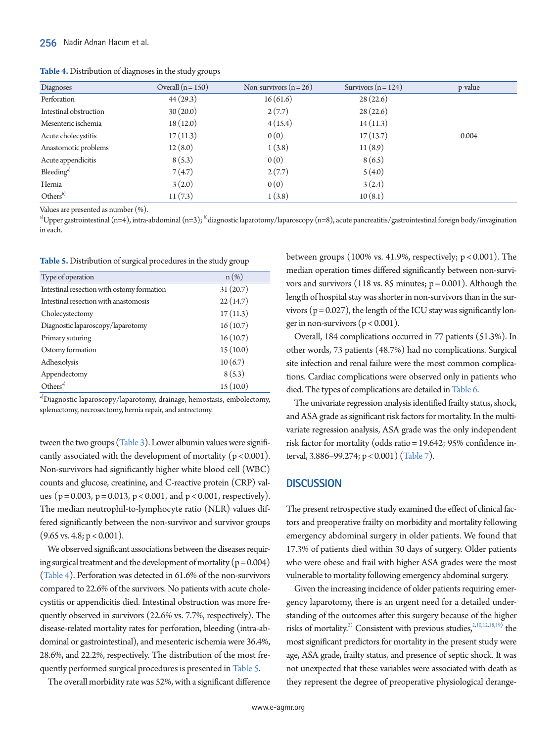**Table 4.** Distribution of diagnoses in the study groups

| Diagnoses | Overall (n = 150) | Non-survivors (n = 26) | Survivors (n = 124) | p-value |
|---|---|---|---|---|
| Perforation | 44 (29.3) | 16 (61.6) | 28 (22.6) | |
| Intestinal obstruction | 30 (20.0) | 2 (7.7) | 28 (22.6) | |
| Mesenteric ischemia | 18 (12.0) | 4 (15.4) | 14 (11.3) | |
| Acute cholecystitis | 17 (11.3) | 0 (0) | 17 (13.7) | 0.004 |
| Anastomotic problems | 12 (8.0) | 1 (3.8) | 11 (8.9) | |
| Acute appendicitis | 8 (5.3) | 0 (0) | 8 (6.5) | |
| Bleeding[a] | 7 (4.7) | 2 (7.7) | 5 (4.0) | |
| Hernia | 3 (2.0) | 0 (0) | 3 (2.4) | |
| Others[b] | 11 (7.3) | 1 (3.8) | 10 (8.1) | |

Values are presented as number (%).
[a]Upper gastrointestinal (n=4), intra-abdominal (n=3); [b]diagnostic laparotomy/laparoscopy (n=8), acute pancreatitis/gastrointestinal foreign body/invagination in each.

**Table 5.** Distribution of surgical procedures in the study group

| Type of operation | n (%) |
|---|---|
| Intestinal resection with ostomy formation | 31 (20.7) |
| Intestinal resection with anastomosis | 22 (14.7) |
| Cholecystectomy | 17 (11.3) |
| Diagnostic laparoscopy/laparotomy | 16 (10.7) |
| Primary suturing | 16 (10.7) |
| Ostomy formation | 15 (10.0) |
| Adhesiolysis | 10 (6.7) |
| Appendectomy | 8 (5.3) |
| Others[a] | 15 (10.0) |

[a]Diagnostic laparoscopy/laparotomy, drainage, hemostasis, embolectomy, splenectomy, necrosectomy, hernia repair, and antrectomy.

tween the two groups (Table 3). Lower albumin values were significantly associated with the development of mortality ($p < 0.001$). Non-survivors had significantly higher white blood cell (WBC) counts and glucose, creatinine, and C-reactive protein (CRP) values ($p = 0.003$, $p = 0.013$, $p < 0.001$, and $p < 0.001$, respectively). The median neutrophil-to-lymphocyte ratio (NLR) values differed significantly between the non-survivor and survivor groups (9.65 vs. 4.8; $p < 0.001$).

We observed significant associations between the diseases requiring surgical treatment and the development of mortality ($p = 0.004$) (Table 4). Perforation was detected in 61.6% of the non-survivors compared to 22.6% of the survivors. No patients with acute cholecystitis or appendicitis died. Intestinal obstruction was more frequently observed in survivors (22.6% vs. 7.7%, respectively). The disease-related mortality rates for perforation, bleeding (intra-abdominal or gastrointestinal), and mesenteric ischemia were 36.4%, 28.6%, and 22.2%, respectively. The distribution of the most frequently performed surgical procedures is presented in Table 5.

The overall morbidity rate was 52%, with a significant difference between groups (100% vs. 41.9%, respectively; $p < 0.001$). The median operation times differed significantly between non-survivors and survivors (118 vs. 85 minutes; $p = 0.001$). Although the length of hospital stay was shorter in non-survivors than in the survivors ($p = 0.027$), the length of the ICU stay was significantly longer in non-survivors ($p < 0.001$).

Overall, 184 complications occurred in 77 patients (51.3%). In other words, 73 patients (48.7%) had no complications. Surgical site infection and renal failure were the most common complications. Cardiac complications were observed only in patients who died. The types of complications are detailed in Table 6.

The univariate regression analysis identified frailty status, shock, and ASA grade as significant risk factors for mortality. In the multivariate regression analysis, ASA grade was the only independent risk factor for mortality (odds ratio = 19.642; 95% confidence interval, 3.886–99.274; $p < 0.001$) (Table 7).

## DISCUSSION

The present retrospective study examined the effect of clinical factors and preoperative frailty on morbidity and mortality following emergency abdominal surgery in older patients. We found that 17.3% of patients died within 30 days of surgery. Older patients who were obese and frail with higher ASA grades were the most vulnerable to mortality following emergency abdominal surgery.

Given the increasing incidence of older patients requiring emergency laparotomy, there is an urgent need for a detailed understanding of the outcomes after this surgery because of the higher risks of mortality.[2] Consistent with previous studies,[2,10,12,18,19] the most significant predictors for mortality in the present study were age, ASA grade, frailty status, and presence of septic shock. It was not unexpected that these variables were associated with death as they represent the degree of preoperative physiological derange-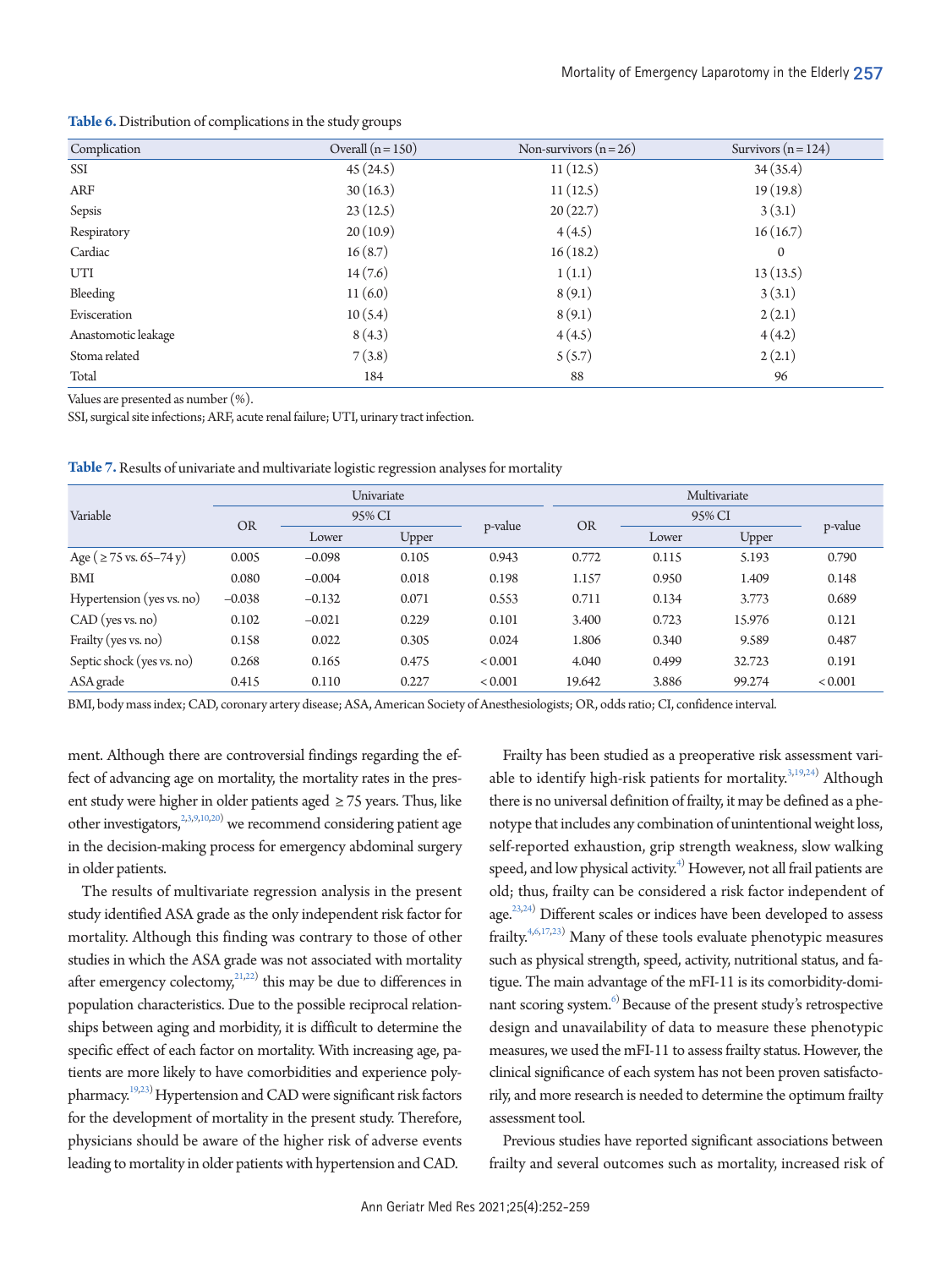**Table 6.** Distribution of complications in the study groups

| Complication | Overall (n = 150) | Non-survivors (n = 26) | Survivors (n = 124) |
|---|---|---|---|
| SSI | 45 (24.5) | 11 (12.5) | 34 (35.4) |
| ARF | 30 (16.3) | 11 (12.5) | 19 (19.8) |
| Sepsis | 23 (12.5) | 20 (22.7) | 3 (3.1) |
| Respiratory | 20 (10.9) | 4 (4.5) | 16 (16.7) |
| Cardiac | 16 (8.7) | 16 (18.2) | 0 |
| UTI | 14 (7.6) | 1 (1.1) | 13 (13.5) |
| Bleeding | 11 (6.0) | 8 (9.1) | 3 (3.1) |
| Evisceration | 10 (5.4) | 8 (9.1) | 2 (2.1) |
| Anastomotic leakage | 8 (4.3) | 4 (4.5) | 4 (4.2) |
| Stoma related | 7 (3.8) | 5 (5.7) | 2 (2.1) |
| Total | 184 | 88 | 96 |

Values are presented as number (%).

SSI, surgical site infections; ARF, acute renal failure; UTI, urinary tract infection.

**Table 7.** Results of univariate and multivariate logistic regression analyses for mortality

| Variable | Univariate | | | | Multivariate | | | |
|---|---|---|---|---|---|---|---|---|
| | OR | 95% CI | | p-value | OR | 95% CI | | p-value |
| | | Lower | Upper | | | Lower | Upper | |
| Age (≥ 75 vs. 65–74 y) | 0.005 | –0.098 | 0.105 | 0.943 | 0.772 | 0.115 | 5.193 | 0.790 |
| BMI | 0.080 | –0.004 | 0.018 | 0.198 | 1.157 | 0.950 | 1.409 | 0.148 |
| Hypertension (yes vs. no) | –0.038 | –0.132 | 0.071 | 0.553 | 0.711 | 0.134 | 3.773 | 0.689 |
| CAD (yes vs. no) | 0.102 | –0.021 | 0.229 | 0.101 | 3.400 | 0.723 | 15.976 | 0.121 |
| Frailty (yes vs. no) | 0.158 | 0.022 | 0.305 | 0.024 | 1.806 | 0.340 | 9.589 | 0.487 |
| Septic shock (yes vs. no) | 0.268 | 0.165 | 0.475 | < 0.001 | 4.040 | 0.499 | 32.723 | 0.191 |
| ASA grade | 0.415 | 0.110 | 0.227 | < 0.001 | 19.642 | 3.886 | 99.274 | < 0.001 |

BMI, body mass index; CAD, coronary artery disease; ASA, American Society of Anesthesiologists; OR, odds ratio; CI, confidence interval.

ment. Although there are controversial findings regarding the effect of advancing age on mortality, the mortality rates in the present study were higher in older patients aged ≥ 75 years. Thus, like other investigators,[2,3,9,10,20] we recommend considering patient age in the decision-making process for emergency abdominal surgery in older patients.

The results of multivariate regression analysis in the present study identified ASA grade as the only independent risk factor for mortality. Although this finding was contrary to those of other studies in which the ASA grade was not associated with mortality after emergency colectomy,[21,22] this may be due to differences in population characteristics. Due to the possible reciprocal relationships between aging and morbidity, it is difficult to determine the specific effect of each factor on mortality. With increasing age, patients are more likely to have comorbidities and experience polypharmacy.[19,23] Hypertension and CAD were significant risk factors for the development of mortality in the present study. Therefore, physicians should be aware of the higher risk of adverse events leading to mortality in older patients with hypertension and CAD.

Frailty has been studied as a preoperative risk assessment variable to identify high-risk patients for mortality.[3,19,24] Although there is no universal definition of frailty, it may be defined as a phenotype that includes any combination of unintentional weight loss, self-reported exhaustion, grip strength weakness, slow walking speed, and low physical activity.[4] However, not all frail patients are old; thus, frailty can be considered a risk factor independent of age.[23,24] Different scales or indices have been developed to assess frailty.[4,6,17,23] Many of these tools evaluate phenotypic measures such as physical strength, speed, activity, nutritional status, and fatigue. The main advantage of the mFI-11 is its comorbidity-dominant scoring system.[6] Because of the present study's retrospective design and unavailability of data to measure these phenotypic measures, we used the mFI-11 to assess frailty status. However, the clinical significance of each system has not been proven satisfactorily, and more research is needed to determine the optimum frailty assessment tool.

Previous studies have reported significant associations between frailty and several outcomes such as mortality, increased risk of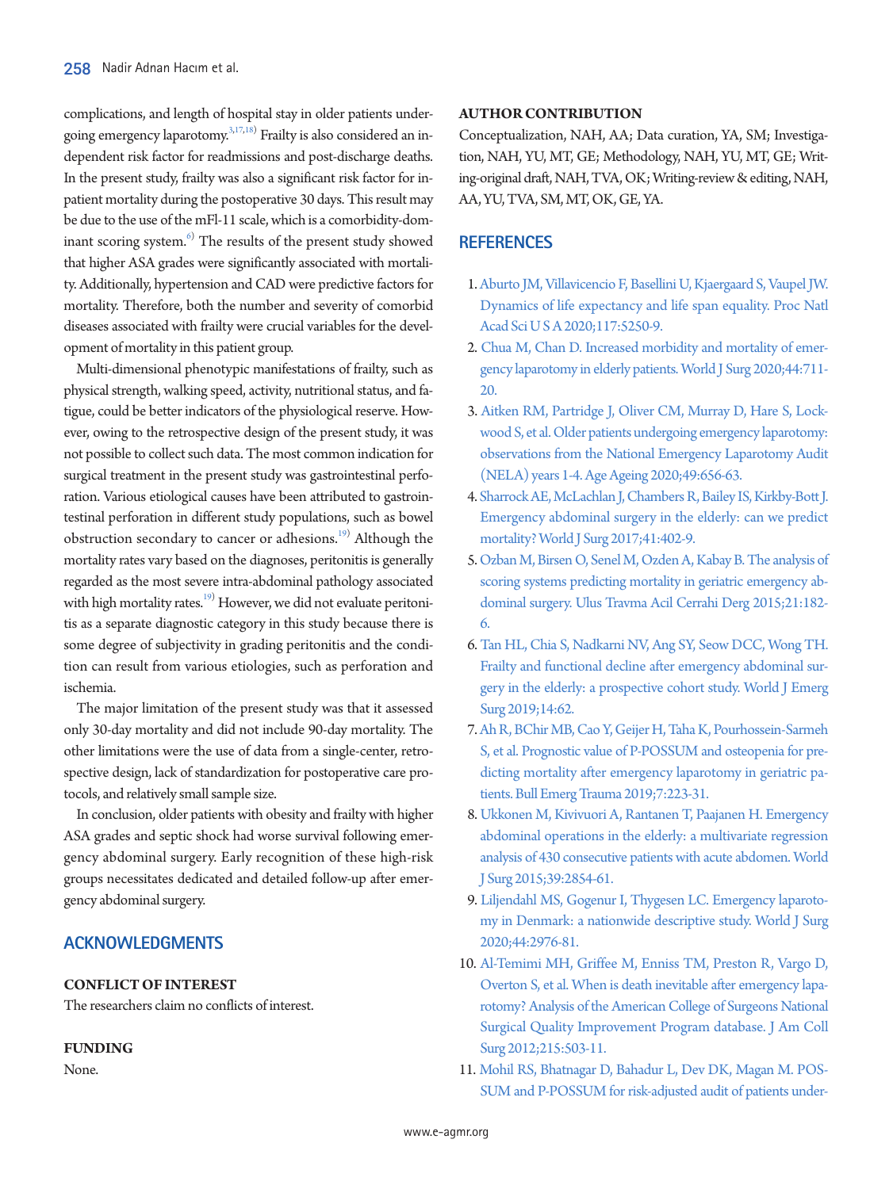complications, and length of hospital stay in older patients undergoing emergency laparotomy.[3,17,18] Frailty is also considered an independent risk factor for readmissions and post-discharge deaths. In the present study, frailty was also a significant risk factor for inpatient mortality during the postoperative 30 days. This result may be due to the use of the mFI-11 scale, which is a comorbidity-dominant scoring system.[6] The results of the present study showed that higher ASA grades were significantly associated with mortality. Additionally, hypertension and CAD were predictive factors for mortality. Therefore, both the number and severity of comorbid diseases associated with frailty were crucial variables for the development of mortality in this patient group.

Multi-dimensional phenotypic manifestations of frailty, such as physical strength, walking speed, activity, nutritional status, and fatigue, could be better indicators of the physiological reserve. However, owing to the retrospective design of the present study, it was not possible to collect such data. The most common indication for surgical treatment in the present study was gastrointestinal perforation. Various etiological causes have been attributed to gastrointestinal perforation in different study populations, such as bowel obstruction secondary to cancer or adhesions.[19] Although the mortality rates vary based on the diagnoses, peritonitis is generally regarded as the most severe intra-abdominal pathology associated with high mortality rates.[19] However, we did not evaluate peritonitis as a separate diagnostic category in this study because there is some degree of subjectivity in grading peritonitis and the condition can result from various etiologies, such as perforation and ischemia.

The major limitation of the present study was that it assessed only 30-day mortality and did not include 90-day mortality. The other limitations were the use of data from a single-center, retrospective design, lack of standardization for postoperative care protocols, and relatively small sample size.

In conclusion, older patients with obesity and frailty with higher ASA grades and septic shock had worse survival following emergency abdominal surgery. Early recognition of these high-risk groups necessitates dedicated and detailed follow-up after emergency abdominal surgery.

## ACKNOWLEDGMENTS

### CONFLICT OF INTEREST

The researchers claim no conflicts of interest.

### FUNDING

None.

### AUTHOR CONTRIBUTION

Conceptualization, NAH, AA; Data curation, YA, SM; Investigation, NAH, YU, MT, GE; Methodology, NAH, YU, MT, GE; Writing-original draft, NAH, TVA, OK; Writing-review & editing, NAH, AA, YU, TVA, SM, MT, OK, GE, YA.

## REFERENCES

1. Aburto JM, Villavicencio F, Basellini U, Kjaergaard S, Vaupel JW. Dynamics of life expectancy and life span equality. Proc Natl Acad Sci U S A 2020;117:5250-9.
2. Chua M, Chan D. Increased morbidity and mortality of emergency laparotomy in elderly patients. World J Surg 2020;44:711-20.
3. Aitken RM, Partridge J, Oliver CM, Murray D, Hare S, Lockwood S, et al. Older patients undergoing emergency laparotomy: observations from the National Emergency Laparotomy Audit (NELA) years 1-4. Age Ageing 2020;49:656-63.
4. Sharrock AE, McLachlan J, Chambers R, Bailey IS, Kirkby-Bott J. Emergency abdominal surgery in the elderly: can we predict mortality? World J Surg 2017;41:402-9.
5. Ozban M, Birsen O, Senel M, Ozden A, Kabay B. The analysis of scoring systems predicting mortality in geriatric emergency abdominal surgery. Ulus Travma Acil Cerrahi Derg 2015;21:182-6.
6. Tan HL, Chia S, Nadkarni NV, Ang SY, Seow DCC, Wong TH. Frailty and functional decline after emergency abdominal surgery in the elderly: a prospective cohort study. World J Emerg Surg 2019;14:62.
7. Ah R, BChir MB, Cao Y, Geijer H, Taha K, Pourhossein-Sarmeh S, et al. Prognostic value of P-POSSUM and osteopenia for predicting mortality after emergency laparotomy in geriatric patients. Bull Emerg Trauma 2019;7:223-31.
8. Ukkonen M, Kivivuori A, Rantanen T, Paajanen H. Emergency abdominal operations in the elderly: a multivariate regression analysis of 430 consecutive patients with acute abdomen. World J Surg 2015;39:2854-61.
9. Liljendahl MS, Gogenur I, Thygesen LC. Emergency laparotomy in Denmark: a nationwide descriptive study. World J Surg 2020;44:2976-81.
10. Al-Temimi MH, Griffee M, Enniss TM, Preston R, Vargo D, Overton S, et al. When is death inevitable after emergency laparotomy? Analysis of the American College of Surgeons National Surgical Quality Improvement Program database. J Am Coll Surg 2012;215:503-11.
11. Mohil RS, Bhatnagar D, Bahadur L, Dev DK, Magan M. POSSUM and P-POSSUM for risk-adjusted audit of patients under-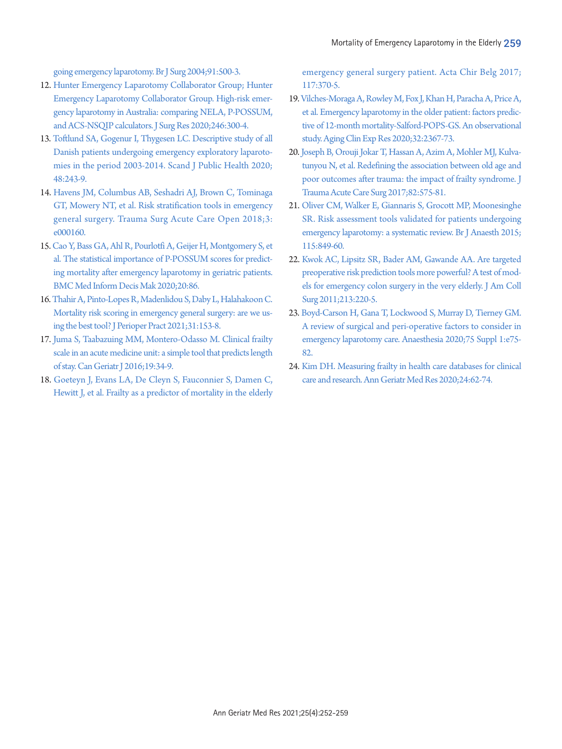going emergency laparotomy. Br J Surg 2004;91:500-3.

12. Hunter Emergency Laparotomy Collaborator Group; Hunter Emergency Laparotomy Collaborator Group. High-risk emergency laparotomy in Australia: comparing NELA, P-POSSUM, and ACS-NSQIP calculators. J Surg Res 2020;246:300-4.
13. Toftlund SA, Gogenur I, Thygesen LC. Descriptive study of all Danish patients undergoing emergency exploratory laparotomies in the period 2003-2014. Scand J Public Health 2020;48:243-9.
14. Havens JM, Columbus AB, Seshadri AJ, Brown C, Tominaga GT, Mowery NT, et al. Risk stratification tools in emergency general surgery. Trauma Surg Acute Care Open 2018;3:e000160.
15. Cao Y, Bass GA, Ahl R, Pourlotfi A, Geijer H, Montgomery S, et al. The statistical importance of P-POSSUM scores for predicting mortality after emergency laparotomy in geriatric patients. BMC Med Inform Decis Mak 2020;20:86.
16. Thahir A, Pinto-Lopes R, Madenlidou S, Daby L, Halahakoon C. Mortality risk scoring in emergency general surgery: are we using the best tool? J Perioper Pract 2021;31:153-8.
17. Juma S, Taabazuing MM, Montero-Odasso M. Clinical frailty scale in an acute medicine unit: a simple tool that predicts length of stay. Can Geriatr J 2016;19:34-9.
18. Goeteyn J, Evans LA, De Cleyn S, Fauconnier S, Damen C, Hewitt J, et al. Frailty as a predictor of mortality in the elderly emergency general surgery patient. Acta Chir Belg 2017;117:370-5.
19. Vilches-Moraga A, Rowley M, Fox J, Khan H, Paracha A, Price A, et al. Emergency laparotomy in the older patient: factors predictive of 12-month mortality-Salford-POPS-GS. An observational study. Aging Clin Exp Res 2020;32:2367-73.
20. Joseph B, Orouji Jokar T, Hassan A, Azim A, Mohler MJ, Kulvatunyou N, et al. Redefining the association between old age and poor outcomes after trauma: the impact of frailty syndrome. J Trauma Acute Care Surg 2017;82:575-81.
21. Oliver CM, Walker E, Giannaris S, Grocott MP, Moonesinghe SR. Risk assessment tools validated for patients undergoing emergency laparotomy: a systematic review. Br J Anaesth 2015;115:849-60.
22. Kwok AC, Lipsitz SR, Bader AM, Gawande AA. Are targeted preoperative risk prediction tools more powerful? A test of models for emergency colon surgery in the very elderly. J Am Coll Surg 2011;213:220-5.
23. Boyd-Carson H, Gana T, Lockwood S, Murray D, Tierney GM. A review of surgical and peri-operative factors to consider in emergency laparotomy care. Anaesthesia 2020;75 Suppl 1:e75-82.
24. Kim DH. Measuring frailty in health care databases for clinical care and research. Ann Geriatr Med Res 2020;24:62-74.